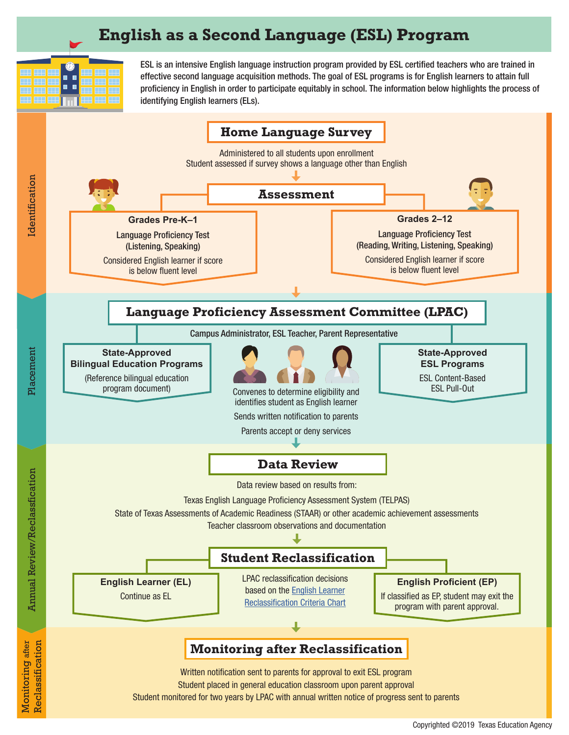# English as a Second Language (ESL) Program

ESL is an intensive English language instruction program provided by ESL certified teachers who are trained in effective second language acquisition methods. The goal of ESL programs is for English learners to attain full proficiency in English in order to participate equitably in school. The information below highlights the process of identifying English learners (ELs).

## Identification

### Home Language Survey

Administered to all students upon enrollment
Student assessed if survey shows a language other than English

### Assessment

**Grades Pre-K–1**

Language Proficiency Test
(Listening, Speaking)

Considered English learner if score is below fluent level

**Grades 2–12**

Language Proficiency Test
(Reading, Writing, Listening, Speaking)

Considered English learner if score is below fluent level

## Placement

### Language Proficiency Assessment Committee (LPAC)

Campus Administrator, ESL Teacher, Parent Representative

**State-Approved Bilingual Education Programs**

(Reference bilingual education program document)

Convenes to determine eligibility and identifies student as English learner

Sends written notification to parents

Parents accept or deny services

**State-Approved ESL Programs**

ESL Content-Based
ESL Pull-Out

## Annual Review/Reclassification

### Data Review

Data review based on results from:

Texas English Language Proficiency Assessment System (TELPAS)

State of Texas Assessments of Academic Readiness (STAAR) or other academic achievement assessments

Teacher classroom observations and documentation

### Student Reclassification

**English Learner (EL)**

Continue as EL

LPAC reclassification decisions based on the English Learner Reclassification Criteria Chart

**English Proficient (EP)**

If classified as EP, student may exit the program with parent approval.

## Monitoring after Reclassification

### Monitoring after Reclassification

Written notification sent to parents for approval to exit ESL program

Student placed in general education classroom upon parent approval

Student monitored for two years by LPAC with annual written notice of progress sent to parents

Copyrighted ©2019 Texas Education Agency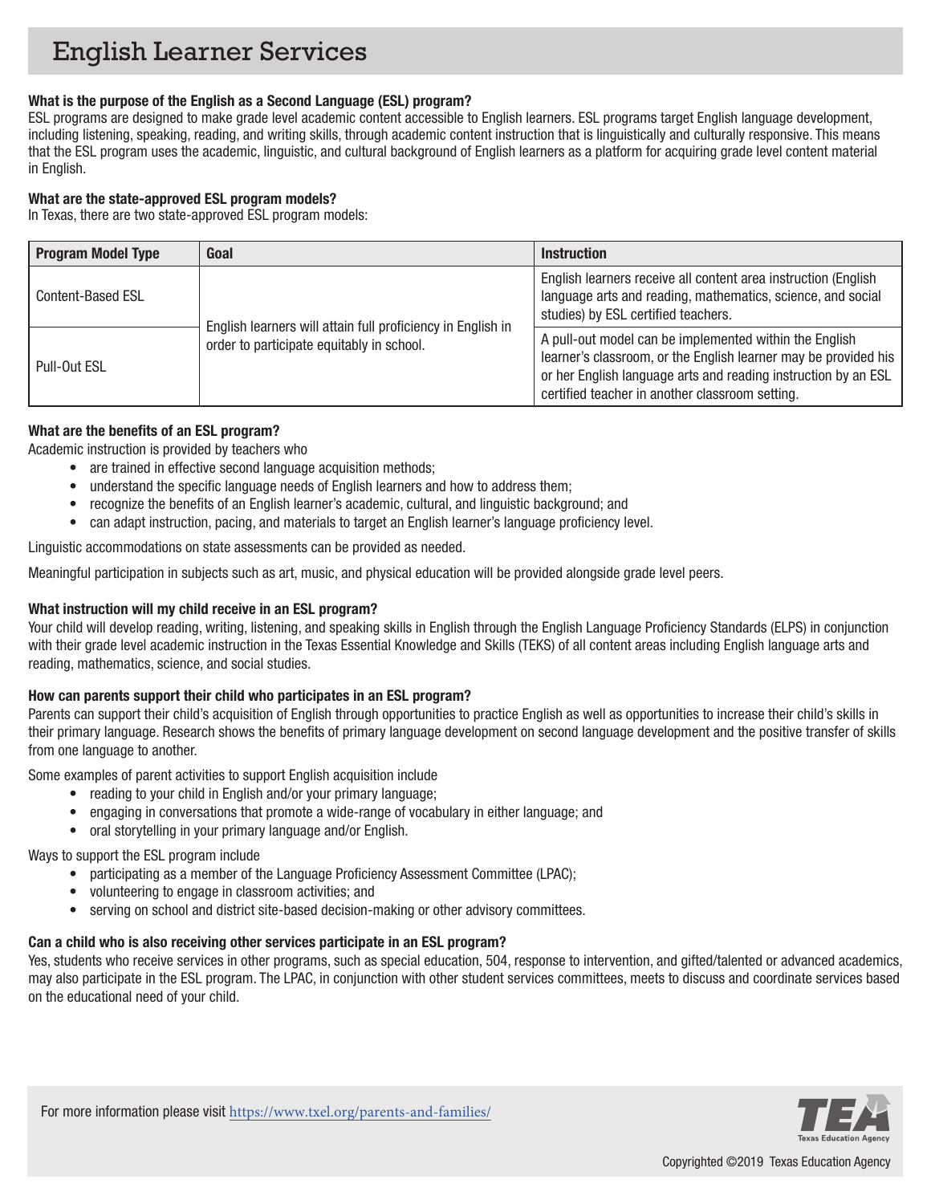# English Learner Services

**What is the purpose of the English as a Second Language (ESL) program?**

ESL programs are designed to make grade level academic content accessible to English learners. ESL programs target English language development, including listening, speaking, reading, and writing skills, through academic content instruction that is linguistically and culturally responsive. This means that the ESL program uses the academic, linguistic, and cultural background of English learners as a platform for acquiring grade level content material in English.

**What are the state-approved ESL program models?**

In Texas, there are two state-approved ESL program models:

| Program Model Type | Goal | Instruction |
|---|---|---|
| Content-Based ESL | English learners will attain full proficiency in English in order to participate equitably in school. | English learners receive all content area instruction (English language arts and reading, mathematics, science, and social studies) by ESL certified teachers. |
| Pull-Out ESL | | A pull-out model can be implemented within the English learner's classroom, or the English learner may be provided his or her English language arts and reading instruction by an ESL certified teacher in another classroom setting. |

**What are the benefits of an ESL program?**

Academic instruction is provided by teachers who

- are trained in effective second language acquisition methods;
- understand the specific language needs of English learners and how to address them;
- recognize the benefits of an English learner's academic, cultural, and linguistic background; and
- can adapt instruction, pacing, and materials to target an English learner's language proficiency level.

Linguistic accommodations on state assessments can be provided as needed.

Meaningful participation in subjects such as art, music, and physical education will be provided alongside grade level peers.

**What instruction will my child receive in an ESL program?**

Your child will develop reading, writing, listening, and speaking skills in English through the English Language Proficiency Standards (ELPS) in conjunction with their grade level academic instruction in the Texas Essential Knowledge and Skills (TEKS) of all content areas including English language arts and reading, mathematics, science, and social studies.

**How can parents support their child who participates in an ESL program?**

Parents can support their child's acquisition of English through opportunities to practice English as well as opportunities to increase their child's skills in their primary language. Research shows the benefits of primary language development on second language development and the positive transfer of skills from one language to another.

Some examples of parent activities to support English acquisition include

- reading to your child in English and/or your primary language;
- engaging in conversations that promote a wide-range of vocabulary in either language; and
- oral storytelling in your primary language and/or English.

Ways to support the ESL program include

- participating as a member of the Language Proficiency Assessment Committee (LPAC);
- volunteering to engage in classroom activities; and
- serving on school and district site-based decision-making or other advisory committees.

**Can a child who is also receiving other services participate in an ESL program?**

Yes, students who receive services in other programs, such as special education, 504, response to intervention, and gifted/talented or advanced academics, may also participate in the ESL program. The LPAC, in conjunction with other student services committees, meets to discuss and coordinate services based on the educational need of your child.

For more information please visit https://www.txel.org/parents-and-families/

Copyrighted ©2019 Texas Education Agency